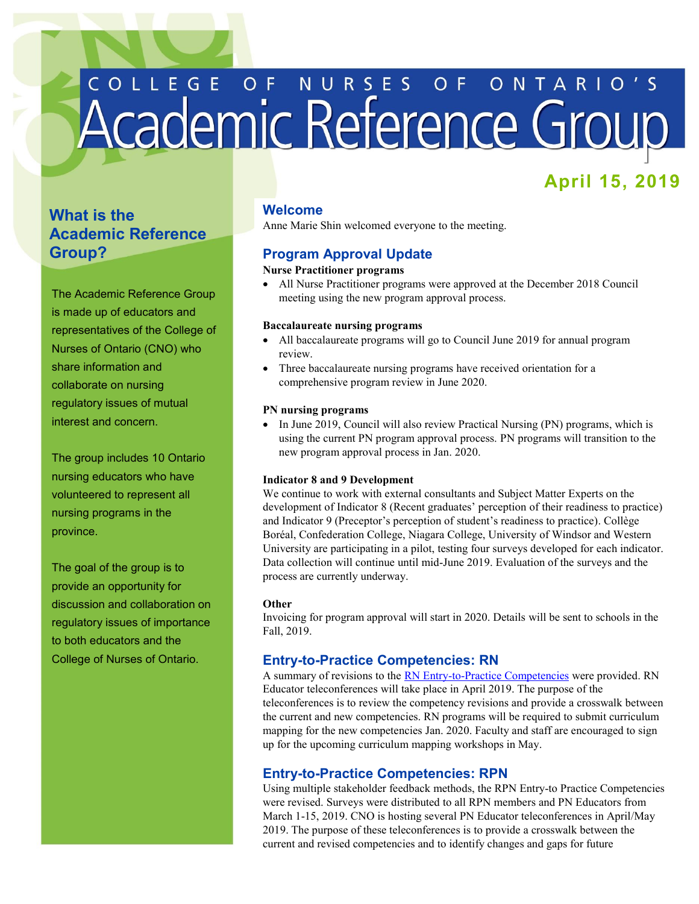# COLLEGE OF NURSES OF ONTARIO'S Academic Reference Group

**April 15, 2019**

## What is the Academic Reference Group?

The Academic Reference Group is made up of educators and representatives of the College of Nurses of Ontario (CNO) who share information and collaborate on nursing regulatory issues of mutual interest and concern.

The group includes 10 Ontario nursing educators who have volunteered to represent all nursing programs in the province.

The goal of the group is to provide an opportunity for discussion and collaboration on regulatory issues of importance to both educators and the College of Nurses of Ontario.

## Welcome

Anne Marie Shin welcomed everyone to the meeting.

## Program Approval Update

**Nurse Practitioner programs**

- All Nurse Practitioner programs were approved at the December 2018 Council meeting using the new program approval process.

**Baccalaureate nursing programs**

- All baccalaureate programs will go to Council June 2019 for annual program review.
- Three baccalaureate nursing programs have received orientation for a comprehensive program review in June 2020.

**PN nursing programs**

- In June 2019, Council will also review Practical Nursing (PN) programs, which is using the current PN program approval process. PN programs will transition to the new program approval process in Jan. 2020.

**Indicator 8 and 9 Development**

We continue to work with external consultants and Subject Matter Experts on the development of Indicator 8 (Recent graduates' perception of their readiness to practice) and Indicator 9 (Preceptor's perception of student's readiness to practice). Collège Boréal, Confederation College, Niagara College, University of Windsor and Western University are participating in a pilot, testing four surveys developed for each indicator. Data collection will continue until mid-June 2019. Evaluation of the surveys and the process are currently underway.

**Other**

Invoicing for program approval will start in 2020. Details will be sent to schools in the Fall, 2019.

## Entry-to-Practice Competencies: RN

A summary of revisions to the RN Entry-to-Practice Competencies were provided. RN Educator teleconferences will take place in April 2019. The purpose of the teleconferences is to review the competency revisions and provide a crosswalk between the current and new competencies. RN programs will be required to submit curriculum mapping for the new competencies Jan. 2020. Faculty and staff are encouraged to sign up for the upcoming curriculum mapping workshops in May.

## Entry-to-Practice Competencies: RPN

Using multiple stakeholder feedback methods, the RPN Entry-to Practice Competencies were revised. Surveys were distributed to all RPN members and PN Educators from March 1-15, 2019. CNO is hosting several PN Educator teleconferences in April/May 2019. The purpose of these teleconferences is to provide a crosswalk between the current and revised competencies and to identify changes and gaps for future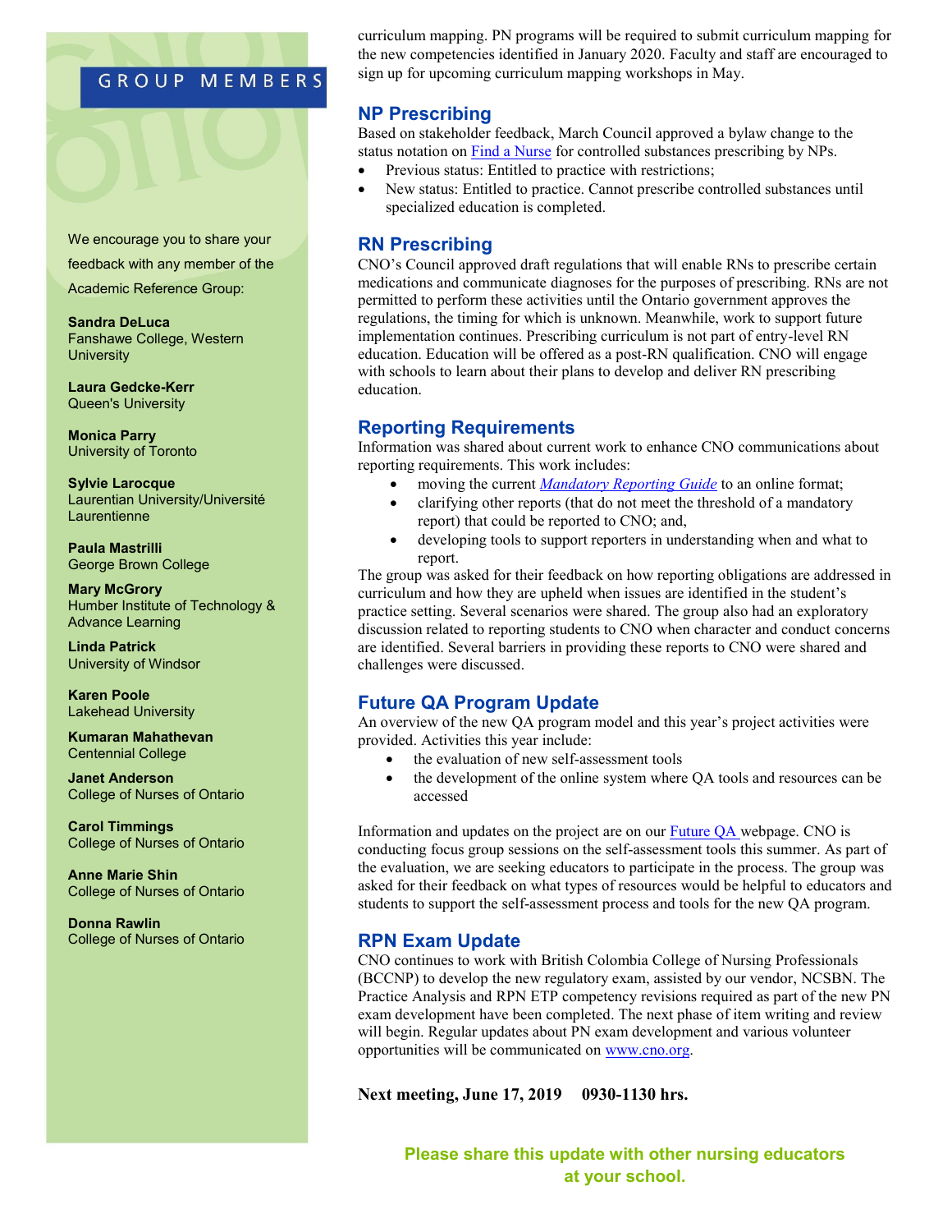## GROUP MEMBERS

We encourage you to share your feedback with any member of the Academic Reference Group:

**Sandra DeLuca**
Fanshawe College, Western University

**Laura Gedcke-Kerr**
Queen's University

**Monica Parry**
University of Toronto

**Sylvie Larocque**
Laurentian University/Université Laurentienne

**Paula Mastrilli**
George Brown College

**Mary McGrory**
Humber Institute of Technology & Advance Learning

**Linda Patrick**
University of Windsor

**Karen Poole**
Lakehead University

**Kumaran Mahathevan**
Centennial College

**Janet Anderson**
College of Nurses of Ontario

**Carol Timmings**
College of Nurses of Ontario

**Anne Marie Shin**
College of Nurses of Ontario

**Donna Rawlin**
College of Nurses of Ontario

curriculum mapping. PN programs will be required to submit curriculum mapping for the new competencies identified in January 2020. Faculty and staff are encouraged to sign up for upcoming curriculum mapping workshops in May.

## NP Prescribing

Based on stakeholder feedback, March Council approved a bylaw change to the status notation on Find a Nurse for controlled substances prescribing by NPs.

- Previous status: Entitled to practice with restrictions;
- New status: Entitled to practice. Cannot prescribe controlled substances until specialized education is completed.

## RN Prescribing

CNO's Council approved draft regulations that will enable RNs to prescribe certain medications and communicate diagnoses for the purposes of prescribing. RNs are not permitted to perform these activities until the Ontario government approves the regulations, the timing for which is unknown. Meanwhile, work to support future implementation continues. Prescribing curriculum is not part of entry-level RN education. Education will be offered as a post-RN qualification. CNO will engage with schools to learn about their plans to develop and deliver RN prescribing education.

## Reporting Requirements

Information was shared about current work to enhance CNO communications about reporting requirements. This work includes:

- moving the current *Mandatory Reporting Guide* to an online format;
- clarifying other reports (that do not meet the threshold of a mandatory report) that could be reported to CNO; and,
- developing tools to support reporters in understanding when and what to report.

The group was asked for their feedback on how reporting obligations are addressed in curriculum and how they are upheld when issues are identified in the student's practice setting. Several scenarios were shared. The group also had an exploratory discussion related to reporting students to CNO when character and conduct concerns are identified. Several barriers in providing these reports to CNO were shared and challenges were discussed.

## Future QA Program Update

An overview of the new QA program model and this year's project activities were provided. Activities this year include:

- the evaluation of new self-assessment tools
- the development of the online system where QA tools and resources can be accessed

Information and updates on the project are on our Future QA webpage. CNO is conducting focus group sessions on the self-assessment tools this summer. As part of the evaluation, we are seeking educators to participate in the process. The group was asked for their feedback on what types of resources would be helpful to educators and students to support the self-assessment process and tools for the new QA program.

## RPN Exam Update

CNO continues to work with British Columbia College of Nursing Professionals (BCCNP) to develop the new regulatory exam, assisted by our vendor, NCSBN. The Practice Analysis and RPN ETP competency revisions required as part of the new PN exam development have been completed. The next phase of item writing and review will begin. Regular updates about PN exam development and various volunteer opportunities will be communicated on www.cno.org.

**Next meeting, June 17, 2019 0930-1130 hrs.**

**Please share this update with other nursing educators at your school.**